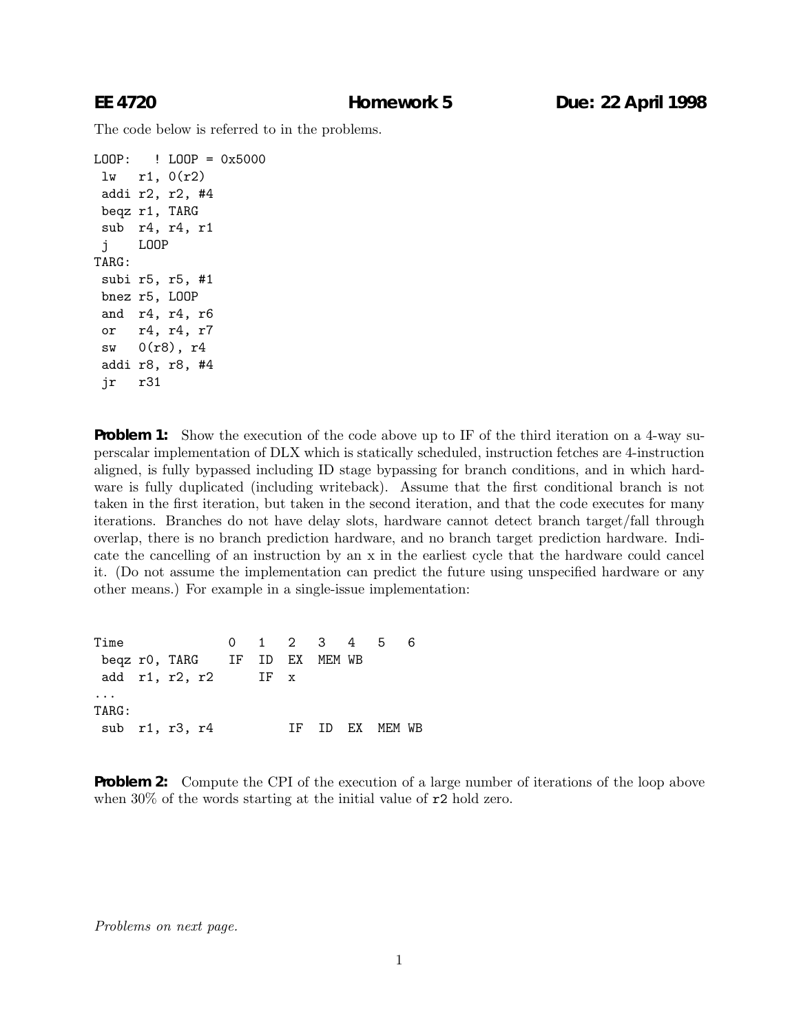**EE 4720** **Homework 5** **Due: 22 April 1998**

The code below is referred to in the problems.

```
LOOP:   ! LOOP = 0x5000
 lw   r1, 0(r2)
 addi r2, r2, #4
 beqz r1, TARG
 sub  r4, r4, r1
 j    LOOP
TARG:
 subi r5, r5, #1
 bnez r5, LOOP
 and  r4, r4, r6
 or   r4, r4, r7
 sw   0(r8), r4
 addi r8, r8, #4
 jr   r31
```

**Problem 1:** Show the execution of the code above up to IF of the third iteration on a 4-way superscalar implementation of DLX which is statically scheduled, instruction fetches are 4-instruction aligned, is fully bypassed including ID stage bypassing for branch conditions, and in which hardware is fully duplicated (including writeback). Assume that the first conditional branch is not taken in the first iteration, but taken in the second iteration, and that the code executes for many iterations. Branches do not have delay slots, hardware cannot detect branch target/fall through overlap, there is no branch prediction hardware, and no branch target prediction hardware. Indicate the cancelling of an instruction by an x in the earliest cycle that the hardware could cancel it. (Do not assume the implementation can predict the future using unspecified hardware or any other means.) For example in a single-issue implementation:

```
Time              0   1   2   3   4   5   6
 beqz r0, TARG    IF  ID  EX  MEM WB
 add  r1, r2, r2      IF  x
...
TARG:
 sub  r1, r3, r4          IF  ID  EX  MEM WB
```

**Problem 2:** Compute the CPI of the execution of a large number of iterations of the loop above when 30% of the words starting at the initial value of r2 hold zero.

*Problems on next page.*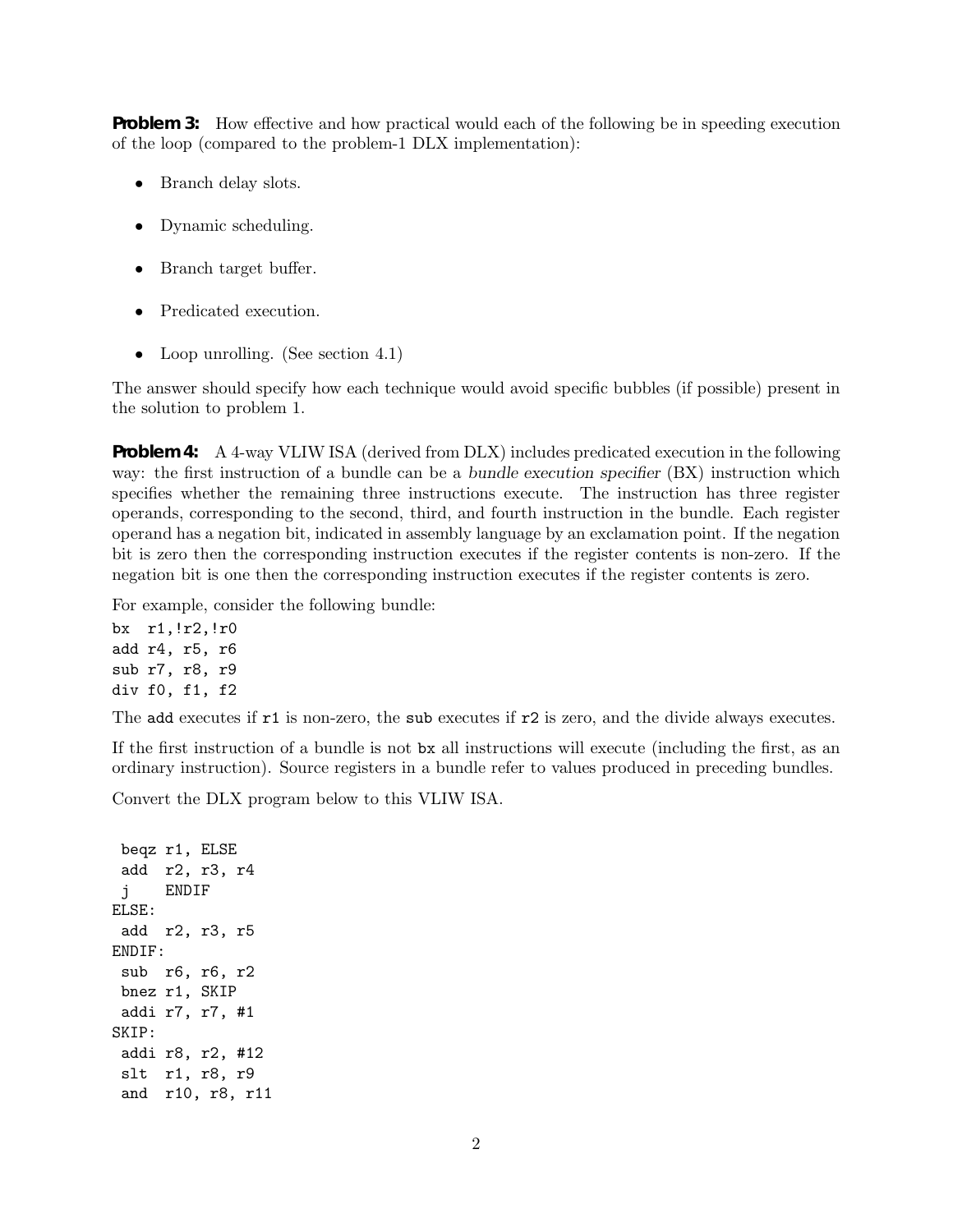**Problem 3:** How effective and how practical would each of the following be in speeding execution of the loop (compared to the problem-1 DLX implementation):

- Branch delay slots.
- Dynamic scheduling.
- Branch target buffer.
- Predicated execution.
- Loop unrolling. (See section 4.1)

The answer should specify how each technique would avoid specific bubbles (if possible) present in the solution to problem 1.

**Problem 4:** A 4-way VLIW ISA (derived from DLX) includes predicated execution in the following way: the first instruction of a bundle can be a *bundle execution specifier* (BX) instruction which specifies whether the remaining three instructions execute. The instruction has three register operands, corresponding to the second, third, and fourth instruction in the bundle. Each register operand has a negation bit, indicated in assembly language by an exclamation point. If the negation bit is zero then the corresponding instruction executes if the register contents is non-zero. If the negation bit is one then the corresponding instruction executes if the register contents is zero.

For example, consider the following bundle:

```
bx  r1,!r2,!r0
add r4, r5, r6
sub r7, r8, r9
div f0, f1, f2
```

The `add` executes if `r1` is non-zero, the `sub` executes if `r2` is zero, and the divide always executes.

If the first instruction of a bundle is not `bx` all instructions will execute (including the first, as an ordinary instruction). Source registers in a bundle refer to values produced in preceding bundles.

Convert the DLX program below to this VLIW ISA.

```
 beqz r1, ELSE
 add  r2, r3, r4
 j    ENDIF
ELSE:
 add  r2, r3, r5
ENDIF:
 sub  r6, r6, r2
 bnez r1, SKIP
 addi r7, r7, #1
SKIP:
 addi r8, r2, #12
 slt  r1, r8, r9
 and  r10, r8, r11
```